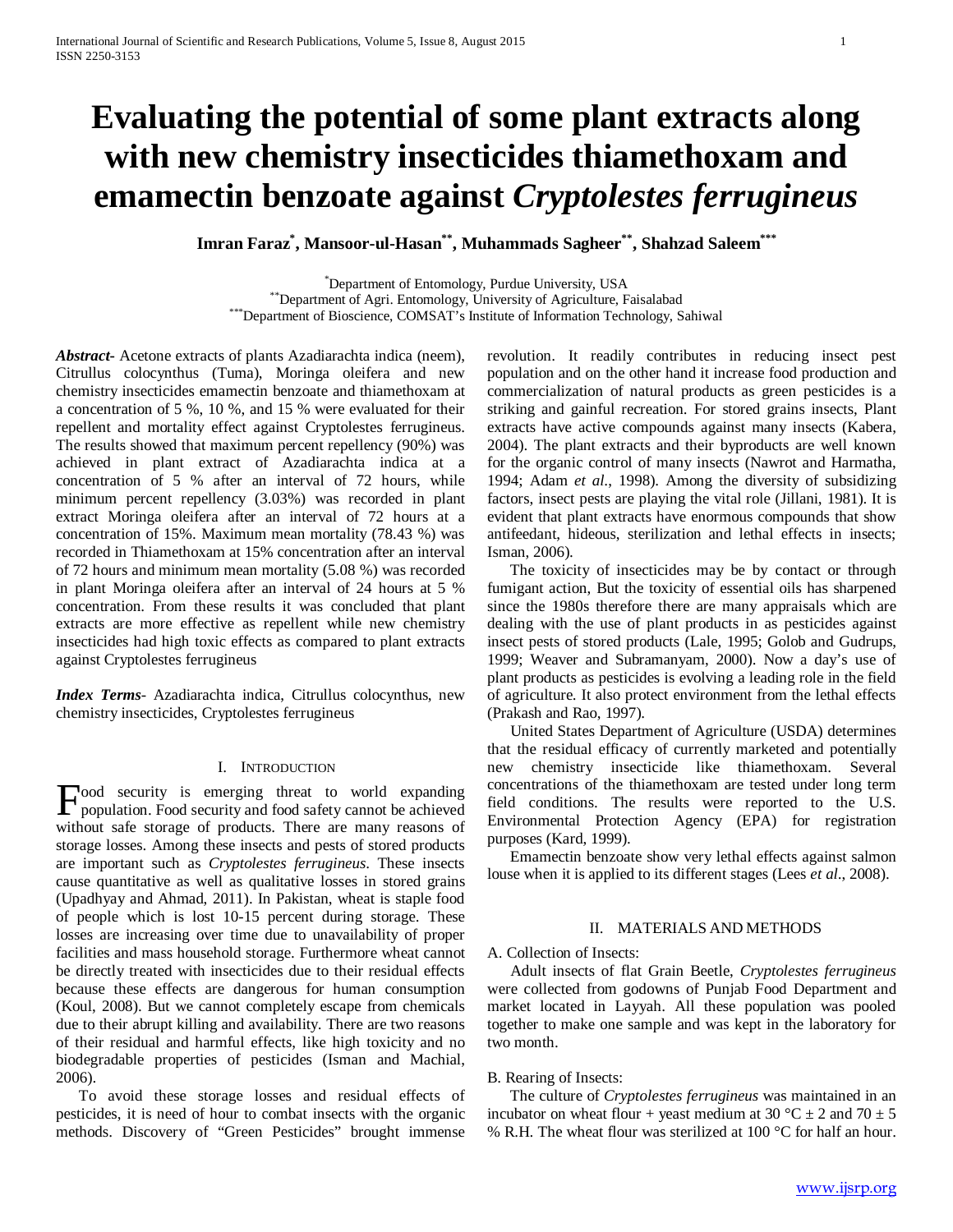# Evaluating the potential of some plant extracts along with new chemistry insecticides thiamethoxam and emamectin benzoate against *Cryptolestes ferrugineus*

**Imran Faraz[*], Mansoor-ul-Hasan[**], Muhammads Sagheer[**], Shahzad Saleem[***]**

[*]Department of Entomology, Purdue University, USA
[**]Department of Agri. Entomology, University of Agriculture, Faisalabad
[***]Department of Bioscience, COMSAT's Institute of Information Technology, Sahiwal

***Abstract***- Acetone extracts of plants Azadiarachta indica (neem), Citrullus colocynthus (Tuma), Moringa oleifera and new chemistry insecticides emamectin benzoate and thiamethoxam at a concentration of 5 %, 10 %, and 15 % were evaluated for their repellent and mortality effect against Cryptolestes ferrugineus. The results showed that maximum percent repellency (90%) was achieved in plant extract of Azadiarachta indica at a concentration of 5 % after an interval of 72 hours, while minimum percent repellency (3.03%) was recorded in plant extract Moringa oleifera after an interval of 72 hours at a concentration of 15%. Maximum mean mortality (78.43 %) was recorded in Thiamethoxam at 15% concentration after an interval of 72 hours and minimum mean mortality (5.08 %) was recorded in plant Moringa oleifera after an interval of 24 hours at 5 % concentration. From these results it was concluded that plant extracts are more effective as repellent while new chemistry insecticides had high toxic effects as compared to plant extracts against Cryptolestes ferrugineus

***Index Terms***- Azadiarachta indica, Citrullus colocynthus, new chemistry insecticides, Cryptolestes ferrugineus

## I. Introduction

Food security is emerging threat to world expanding population. Food security and food safety cannot be achieved without safe storage of products. There are many reasons of storage losses. Among these insects and pests of stored products are important such as *Cryptolestes ferrugineus*. These insects cause quantitative as well as qualitative losses in stored grains (Upadhyay and Ahmad, 2011). In Pakistan, wheat is staple food of people which is lost 10-15 percent during storage. These losses are increasing over time due to unavailability of proper facilities and mass household storage. Furthermore wheat cannot be directly treated with insecticides due to their residual effects because these effects are dangerous for human consumption (Koul, 2008). But we cannot completely escape from chemicals due to their abrupt killing and availability. There are two reasons of their residual and harmful effects, like high toxicity and no biodegradable properties of pesticides (Isman and Machial, 2006).

To avoid these storage losses and residual effects of pesticides, it is need of hour to combat insects with the organic methods. Discovery of "Green Pesticides" brought immense revolution. It readily contributes in reducing insect pest population and on the other hand it increase food production and commercialization of natural products as green pesticides is a striking and gainful recreation. For stored grains insects, Plant extracts have active compounds against many insects (Kabera, 2004). The plant extracts and their byproducts are well known for the organic control of many insects (Nawrot and Harmatha, 1994; Adam *et al*., 1998). Among the diversity of subsidizing factors, insect pests are playing the vital role (Jillani, 1981). It is evident that plant extracts have enormous compounds that show antifeedant, hideous, sterilization and lethal effects in insects; Isman, 2006).

The toxicity of insecticides may be by contact or through fumigant action, But the toxicity of essential oils has sharpened since the 1980s therefore there are many appraisals which are dealing with the use of plant products in as pesticides against insect pests of stored products (Lale, 1995; Golob and Gudrups, 1999; Weaver and Subramanyam, 2000). Now a day's use of plant products as pesticides is evolving a leading role in the field of agriculture. It also protect environment from the lethal effects (Prakash and Rao, 1997).

United States Department of Agriculture (USDA) determines that the residual efficacy of currently marketed and potentially new chemistry insecticide like thiamethoxam. Several concentrations of the thiamethoxam are tested under long term field conditions. The results were reported to the U.S. Environmental Protection Agency (EPA) for registration purposes (Kard, 1999).

Emamectin benzoate show very lethal effects against salmon louse when it is applied to its different stages (Lees *et al*., 2008).

## II. Materials and Methods

A. Collection of Insects:

Adult insects of flat Grain Beetle, *Cryptolestes ferrugineus* were collected from godowns of Punjab Food Department and market located in Layyah. All these population was pooled together to make one sample and was kept in the laboratory for two month.

B. Rearing of Insects:

The culture of *Cryptolestes ferrugineus* was maintained in an incubator on wheat flour + yeast medium at 30 °C ± 2 and 70 ± 5 % R.H. The wheat flour was sterilized at 100 °C for half an hour.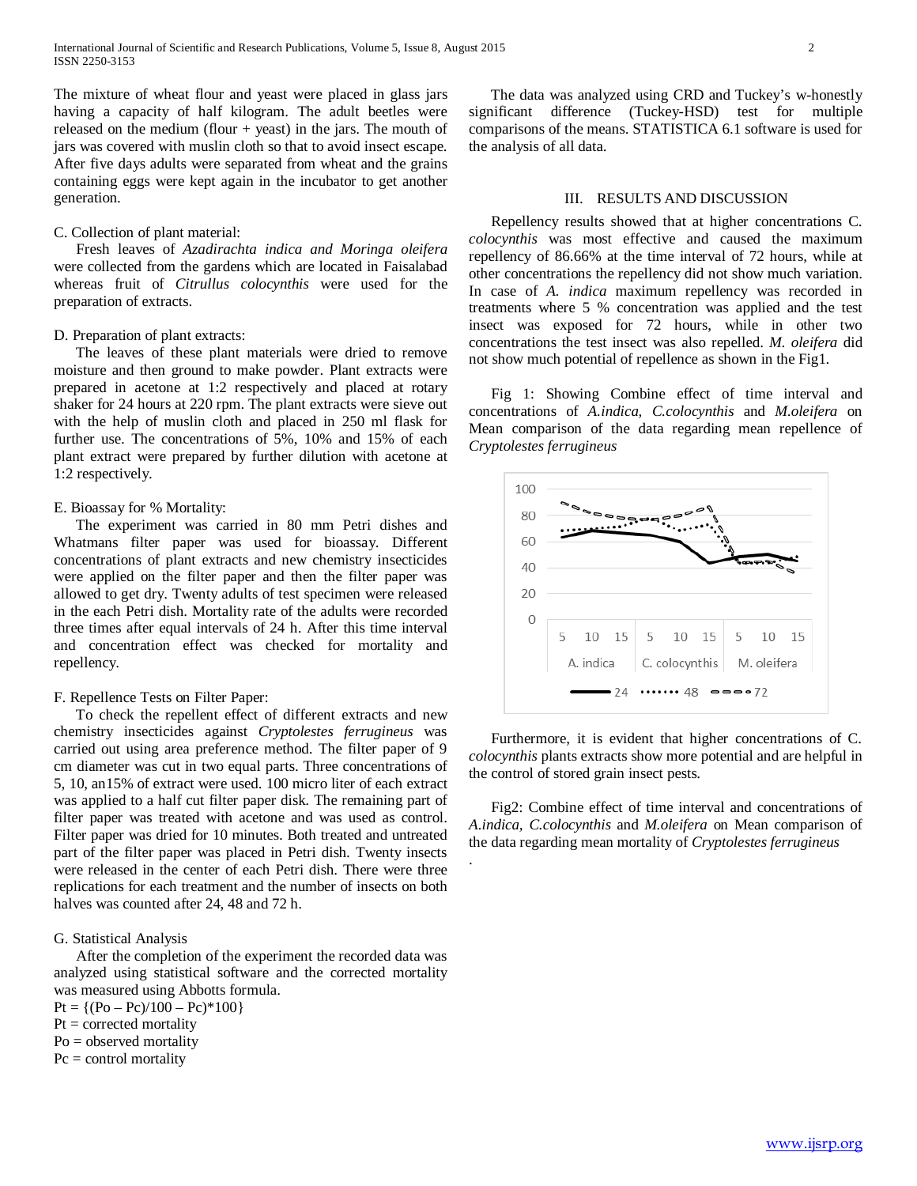The mixture of wheat flour and yeast were placed in glass jars having a capacity of half kilogram. The adult beetles were released on the medium (flour + yeast) in the jars. The mouth of jars was covered with muslin cloth so that to avoid insect escape. After five days adults were separated from wheat and the grains containing eggs were kept again in the incubator to get another generation.

C. Collection of plant material:

Fresh leaves of *Azadirachta indica and Moringa oleifera* were collected from the gardens which are located in Faisalabad whereas fruit of *Citrullus colocynthis* were used for the preparation of extracts.

D. Preparation of plant extracts:

The leaves of these plant materials were dried to remove moisture and then ground to make powder. Plant extracts were prepared in acetone at 1:2 respectively and placed at rotary shaker for 24 hours at 220 rpm. The plant extracts were sieve out with the help of muslin cloth and placed in 250 ml flask for further use. The concentrations of 5%, 10% and 15% of each plant extract were prepared by further dilution with acetone at 1:2 respectively.

E. Bioassay for % Mortality:

The experiment was carried in 80 mm Petri dishes and Whatmans filter paper was used for bioassay. Different concentrations of plant extracts and new chemistry insecticides were applied on the filter paper and then the filter paper was allowed to get dry. Twenty adults of test specimen were released in the each Petri dish. Mortality rate of the adults were recorded three times after equal intervals of 24 h. After this time interval and concentration effect was checked for mortality and repellency.

F. Repellence Tests on Filter Paper:

To check the repellent effect of different extracts and new chemistry insecticides against *Cryptolestes ferrugineus* was carried out using area preference method. The filter paper of 9 cm diameter was cut in two equal parts. Three concentrations of 5, 10, an15% of extract were used. 100 micro liter of each extract was applied to a half cut filter paper disk. The remaining part of filter paper was treated with acetone and was used as control. Filter paper was dried for 10 minutes. Both treated and untreated part of the filter paper was placed in Petri dish. Twenty insects were released in the center of each Petri dish. There were three replications for each treatment and the number of insects on both halves was counted after 24, 48 and 72 h.

G. Statistical Analysis

After the completion of the experiment the recorded data was analyzed using statistical software and the corrected mortality was measured using Abbotts formula.

$P_t = \{(P_o - P_c)/100 - P_c)*100\}$

$P_t$ = corrected mortality

$P_o$ = observed mortality

$P_c$ = control mortality

The data was analyzed using CRD and Tuckey's w-honestly significant difference (Tuckey-HSD) test for multiple comparisons of the means. STATISTICA 6.1 software is used for the analysis of all data.

## III. Results and Discussion

Repellency results showed that at higher concentrations C. *colocynthis* was most effective and caused the maximum repellency of 86.66% at the time interval of 72 hours, while at other concentrations the repellency did not show much variation. In case of *A. indica* maximum repellency was recorded in treatments where 5 % concentration was applied and the test insect was exposed for 72 hours, while in other two concentrations the test insect was also repelled. *M. oleifera* did not show much potential of repellence as shown in the Fig1.

Fig 1: Showing Combine effect of time interval and concentrations of *A.indica, C.colocynthis* and *M.oleifera* on Mean comparison of the data regarding mean repellence of *Cryptolestes ferrugineus*

Furthermore, it is evident that higher concentrations of C. *colocynthis* plants extracts show more potential and are helpful in the control of stored grain insect pests.

Fig2: Combine effect of time interval and concentrations of *A.indica, C.colocynthis* and *M.oleifera* on Mean comparison of the data regarding mean mortality of *Cryptolestes ferrugineus*

.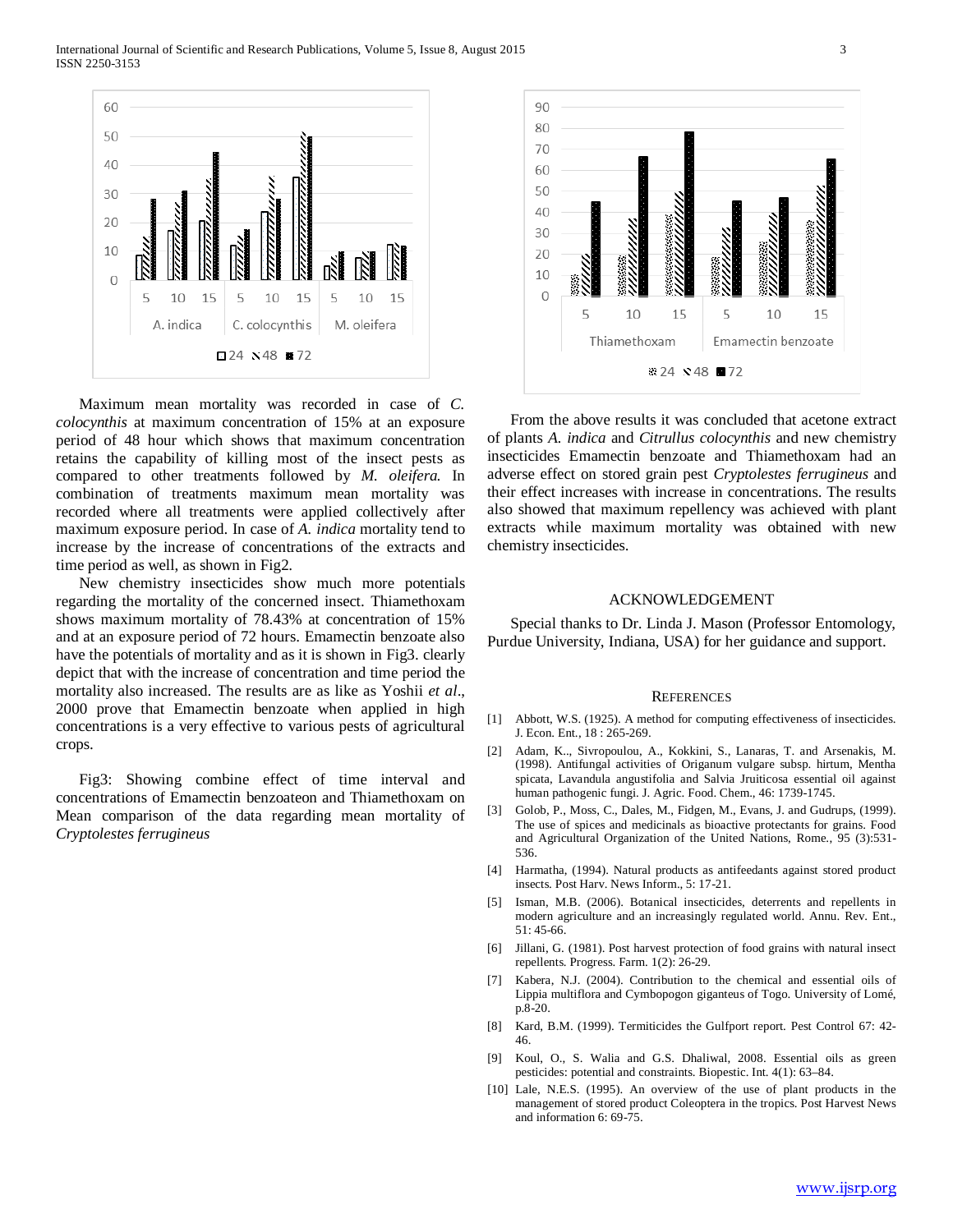Maximum mean mortality was recorded in case of *C. colocynthis* at maximum concentration of 15% at an exposure period of 48 hour which shows that maximum concentration retains the capability of killing most of the insect pests as compared to other treatments followed by *M. oleifera.* In combination of treatments maximum mean mortality was recorded where all treatments were applied collectively after maximum exposure period. In case of *A. indica* mortality tend to increase by the increase of concentrations of the extracts and time period as well, as shown in Fig2.

New chemistry insecticides show much more potentials regarding the mortality of the concerned insect. Thiamethoxam shows maximum mortality of 78.43% at concentration of 15% and at an exposure period of 72 hours. Emamectin benzoate also have the potentials of mortality and as it is shown in Fig3. clearly depict that with the increase of concentration and time period the mortality also increased. The results are as like as Yoshii *et al*., 2000 prove that Emamectin benzoate when applied in high concentrations is a very effective to various pests of agricultural crops.

Fig3: Showing combine effect of time interval and concentrations of Emamectin benzoateon and Thiamethoxam on Mean comparison of the data regarding mean mortality of *Cryptolestes ferrugineus*

From the above results it was concluded that acetone extract of plants *A. indica* and *Citrullus colocynthis* and new chemistry insecticides Emamectin benzoate and Thiamethoxam had an adverse effect on stored grain pest *Cryptolestes ferrugineus* and their effect increases with increase in concentrations. The results also showed that maximum repellency was achieved with plant extracts while maximum mortality was obtained with new chemistry insecticides.

## ACKNOWLEDGEMENT

Special thanks to Dr. Linda J. Mason (Professor Entomology, Purdue University, Indiana, USA) for her guidance and support.

## REFERENCES

[1] Abbott, W.S. (1925). A method for computing effectiveness of insecticides. J. Econ. Ent., 18 : 265-269.

[2] Adam, K.., Sivropoulou, A., Kokkini, S., Lanaras, T. and Arsenakis, M. (1998). Antifungal activities of Origanum vulgare subsp. hirtum, Mentha spicata, Lavandula angustifolia and Salvia Jruiticosa essential oil against human pathogenic fungi. J. Agric. Food. Chem., 46: 1739-1745.

[3] Golob, P., Moss, C., Dales, M., Fidgen, M., Evans, J. and Gudrups, (1999). The use of spices and medicinals as bioactive protectants for grains. Food and Agricultural Organization of the United Nations, Rome., 95 (3):531-536.

[4] Harmatha, (1994). Natural products as antifeedants against stored product insects. Post Harv. News Inform., 5: 17-21.

[5] Isman, M.B. (2006). Botanical insecticides, deterrents and repellents in modern agriculture and an increasingly regulated world. Annu. Rev. Ent., 51: 45-66.

[6] Jillani, G. (1981). Post harvest protection of food grains with natural insect repellents. Progress. Farm. 1(2): 26-29.

[7] Kabera, N.J. (2004). Contribution to the chemical and essential oils of Lippia multiflora and Cymbopogon giganteus of Togo. University of Lomé, p.8-20.

[8] Kard, B.M. (1999). Termiticides the Gulfport report. Pest Control 67: 42-46.

[9] Koul, O., S. Walia and G.S. Dhaliwal, 2008. Essential oils as green pesticides: potential and constraints. Biopestic. Int. 4(1): 63–84.

[10] Lale, N.E.S. (1995). An overview of the use of plant products in the management of stored product Coleoptera in the tropics. Post Harvest News and information 6: 69-75.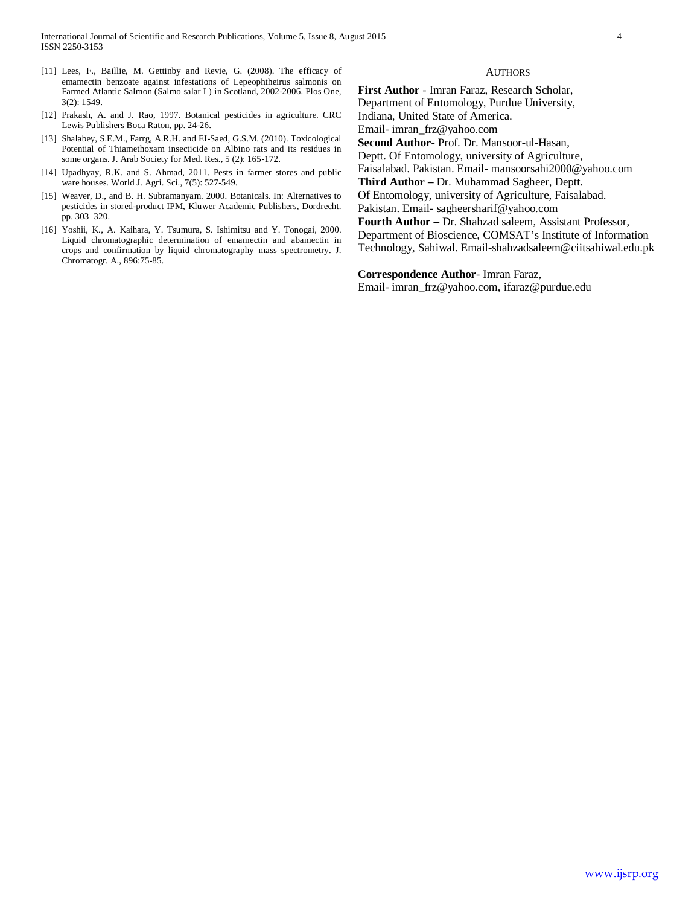[11] Lees, F., Baillie, M. Gettinby and Revie, G. (2008). The efficacy of emamectin benzoate against infestations of Lepeophtheirus salmonis on Farmed Atlantic Salmon (Salmo salar L) in Scotland, 2002-2006. Plos One, 3(2): 1549.

[12] Prakash, A. and J. Rao, 1997. Botanical pesticides in agriculture. CRC Lewis Publishers Boca Raton, pp. 24-26.

[13] Shalabey, S.E.M., Farrg, A.R.H. and EI-Saed, G.S.M. (2010). Toxicological Potential of Thiamethoxam insecticide on Albino rats and its residues in some organs. J. Arab Society for Med. Res., 5 (2): 165-172.

[14] Upadhyay, R.K. and S. Ahmad, 2011. Pests in farmer stores and public ware houses. World J. Agri. Sci., 7(5): 527-549.

[15] Weaver, D., and B. H. Subramanyam. 2000. Botanicals. In: Alternatives to pesticides in stored-product IPM, Kluwer Academic Publishers, Dordrecht. pp. 303–320.

[16] Yoshii, K., A. Kaihara, Y. Tsumura, S. Ishimitsu and Y. Tonogai, 2000. Liquid chromatographic determination of emamectin and abamectin in crops and confirmation by liquid chromatography–mass spectrometry. J. Chromatogr. A., 896:75-85.

## AUTHORS

**First Author** - Imran Faraz, Research Scholar, Department of Entomology, Purdue University, Indiana, United State of America. Email- imran_frz@yahoo.com

**Second Author**- Prof. Dr. Mansoor-ul-Hasan, Deptt. Of Entomology, university of Agriculture, Faisalabad. Pakistan. Email- mansoorsahi2000@yahoo.com

**Third Author –** Dr. Muhammad Sagheer, Deptt. Of Entomology, university of Agriculture, Faisalabad. Pakistan. Email- sagheersharif@yahoo.com

**Fourth Author –** Dr. Shahzad saleem, Assistant Professor, Department of Bioscience, COMSAT's Institute of Information Technology, Sahiwal. Email-shahzadsaleem@ciitsahiwal.edu.pk

**Correspondence Author**- Imran Faraz, Email- imran_frz@yahoo.com, ifaraz@purdue.edu